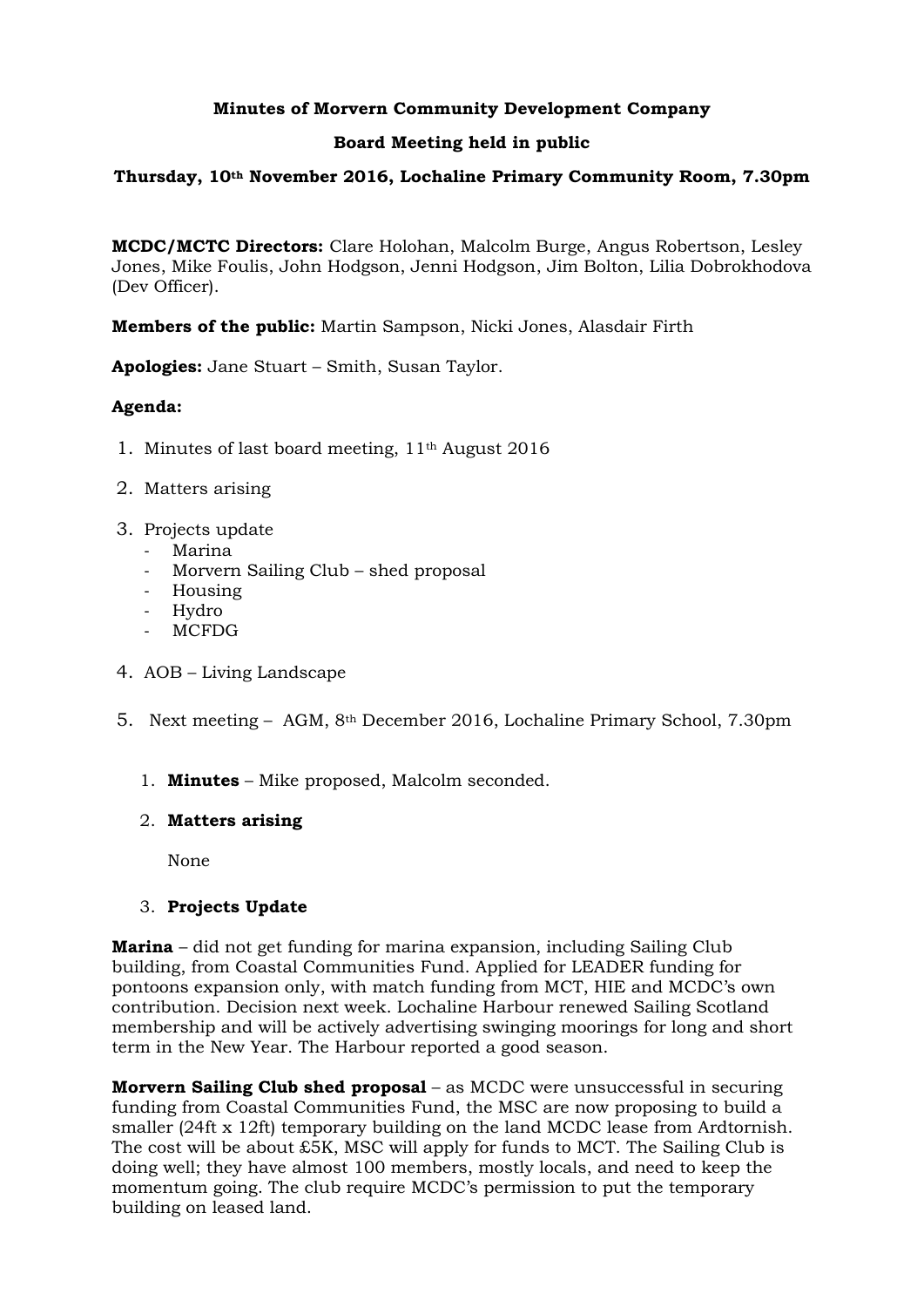**Minutes of Morvern Community Development Company**

**Board Meeting held in public**

**Thursday, 10th November 2016, Lochaline Primary Community Room, 7.30pm**

**MCDC/MCTC Directors:** Clare Holohan, Malcolm Burge, Angus Robertson, Lesley Jones, Mike Foulis, John Hodgson, Jenni Hodgson, Jim Bolton, Lilia Dobrokhodova (Dev Officer).

**Members of the public:** Martin Sampson, Nicki Jones, Alasdair Firth

**Apologies:** Jane Stuart – Smith, Susan Taylor.

**Agenda:**

1. Minutes of last board meeting, 11th August 2016
2. Matters arising
3. Projects update
   - Marina
   - Morvern Sailing Club – shed proposal
   - Housing
   - Hydro
   - MCFDG
4. AOB – Living Landscape
5. Next meeting – AGM, 8th December 2016, Lochaline Primary School, 7.30pm

1. **Minutes** – Mike proposed, Malcolm seconded.

2. **Matters arising**

   None

3. **Projects Update**

**Marina** – did not get funding for marina expansion, including Sailing Club building, from Coastal Communities Fund. Applied for LEADER funding for pontoons expansion only, with match funding from MCT, HIE and MCDC's own contribution. Decision next week. Lochaline Harbour renewed Sailing Scotland membership and will be actively advertising swinging moorings for long and short term in the New Year. The Harbour reported a good season.

**Morvern Sailing Club shed proposal** – as MCDC were unsuccessful in securing funding from Coastal Communities Fund, the MSC are now proposing to build a smaller (24ft x 12ft) temporary building on the land MCDC lease from Ardtornish. The cost will be about £5K, MSC will apply for funds to MCT. The Sailing Club is doing well; they have almost 100 members, mostly locals, and need to keep the momentum going. The club require MCDC's permission to put the temporary building on leased land.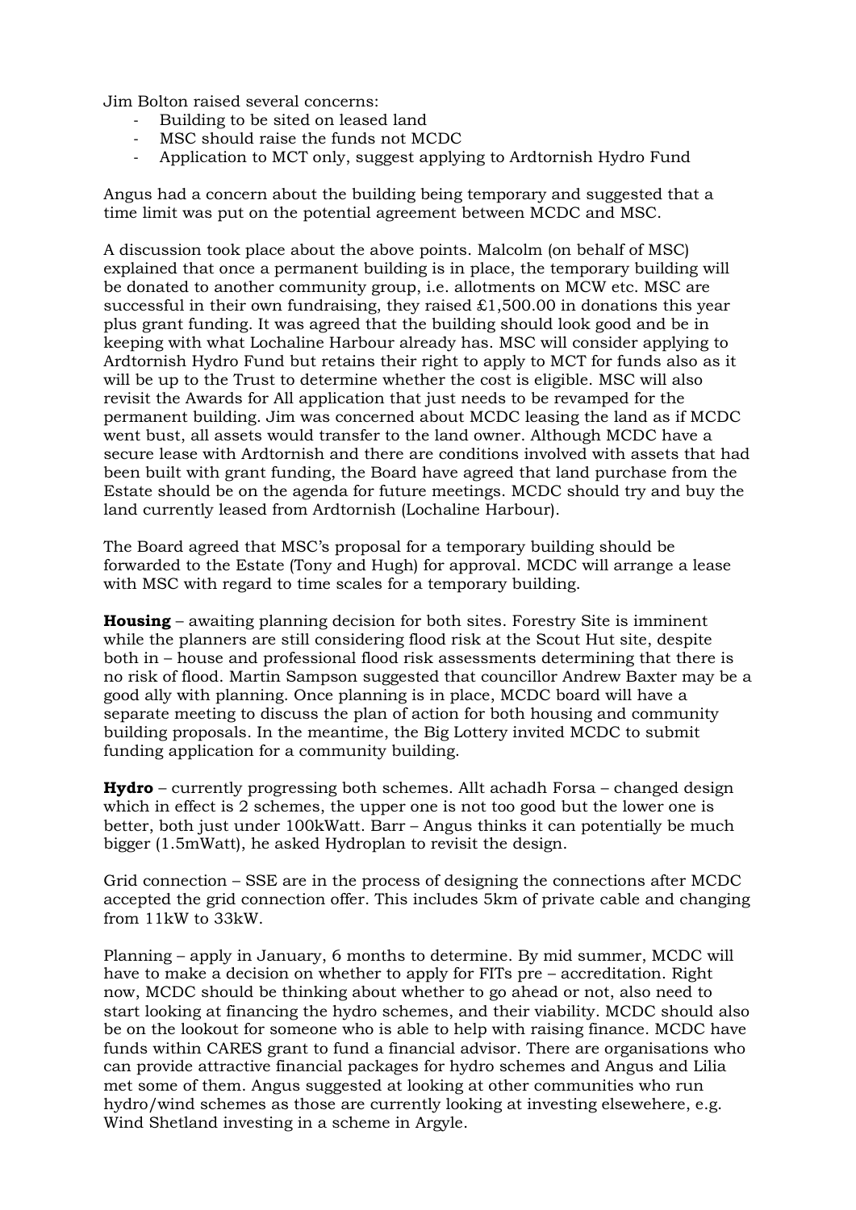Jim Bolton raised several concerns:

- Building to be sited on leased land
- MSC should raise the funds not MCDC
- Application to MCT only, suggest applying to Ardtornish Hydro Fund

Angus had a concern about the building being temporary and suggested that a time limit was put on the potential agreement between MCDC and MSC.

A discussion took place about the above points. Malcolm (on behalf of MSC) explained that once a permanent building is in place, the temporary building will be donated to another community group, i.e. allotments on MCW etc. MSC are successful in their own fundraising, they raised £1,500.00 in donations this year plus grant funding. It was agreed that the building should look good and be in keeping with what Lochaline Harbour already has. MSC will consider applying to Ardtornish Hydro Fund but retains their right to apply to MCT for funds also as it will be up to the Trust to determine whether the cost is eligible. MSC will also revisit the Awards for All application that just needs to be revamped for the permanent building. Jim was concerned about MCDC leasing the land as if MCDC went bust, all assets would transfer to the land owner. Although MCDC have a secure lease with Ardtornish and there are conditions involved with assets that had been built with grant funding, the Board have agreed that land purchase from the Estate should be on the agenda for future meetings. MCDC should try and buy the land currently leased from Ardtornish (Lochaline Harbour).

The Board agreed that MSC's proposal for a temporary building should be forwarded to the Estate (Tony and Hugh) for approval. MCDC will arrange a lease with MSC with regard to time scales for a temporary building.

**Housing** – awaiting planning decision for both sites. Forestry Site is imminent while the planners are still considering flood risk at the Scout Hut site, despite both in – house and professional flood risk assessments determining that there is no risk of flood. Martin Sampson suggested that councillor Andrew Baxter may be a good ally with planning. Once planning is in place, MCDC board will have a separate meeting to discuss the plan of action for both housing and community building proposals. In the meantime, the Big Lottery invited MCDC to submit funding application for a community building.

**Hydro** – currently progressing both schemes. Allt achadh Forsa – changed design which in effect is 2 schemes, the upper one is not too good but the lower one is better, both just under 100kWatt. Barr – Angus thinks it can potentially be much bigger (1.5mWatt), he asked Hydroplan to revisit the design.

Grid connection – SSE are in the process of designing the connections after MCDC accepted the grid connection offer. This includes 5km of private cable and changing from 11kW to 33kW.

Planning – apply in January, 6 months to determine. By mid summer, MCDC will have to make a decision on whether to apply for FITs pre – accreditation. Right now, MCDC should be thinking about whether to go ahead or not, also need to start looking at financing the hydro schemes, and their viability. MCDC should also be on the lookout for someone who is able to help with raising finance. MCDC have funds within CARES grant to fund a financial advisor. There are organisations who can provide attractive financial packages for hydro schemes and Angus and Lilia met some of them. Angus suggested at looking at other communities who run hydro/wind schemes as those are currently looking at investing elsewehere, e.g. Wind Shetland investing in a scheme in Argyle.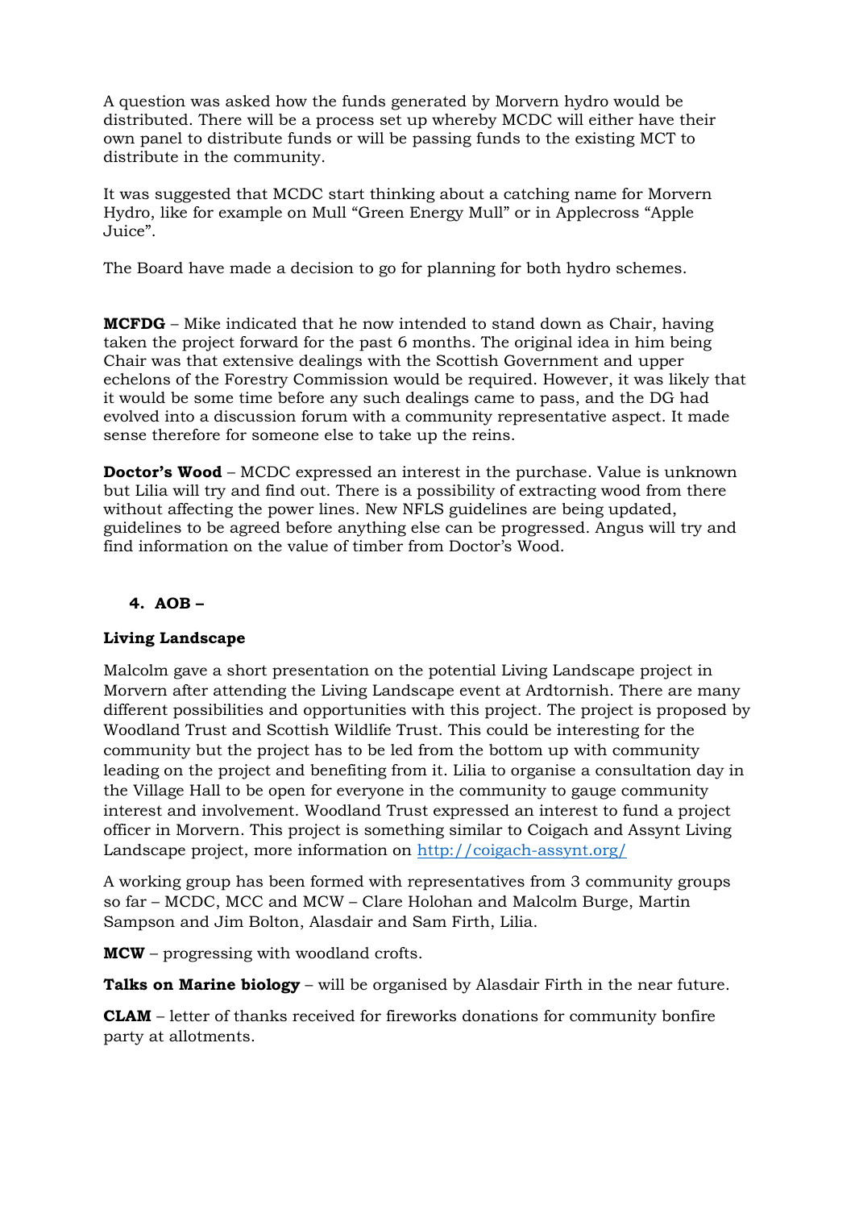A question was asked how the funds generated by Morvern hydro would be distributed. There will be a process set up whereby MCDC will either have their own panel to distribute funds or will be passing funds to the existing MCT to distribute in the community.

It was suggested that MCDC start thinking about a catching name for Morvern Hydro, like for example on Mull "Green Energy Mull" or in Applecross "Apple Juice".

The Board have made a decision to go for planning for both hydro schemes.

**MCFDG** – Mike indicated that he now intended to stand down as Chair, having taken the project forward for the past 6 months. The original idea in him being Chair was that extensive dealings with the Scottish Government and upper echelons of the Forestry Commission would be required. However, it was likely that it would be some time before any such dealings came to pass, and the DG had evolved into a discussion forum with a community representative aspect. It made sense therefore for someone else to take up the reins.

**Doctor's Wood** – MCDC expressed an interest in the purchase. Value is unknown but Lilia will try and find out. There is a possibility of extracting wood from there without affecting the power lines. New NFLS guidelines are being updated, guidelines to be agreed before anything else can be progressed. Angus will try and find information on the value of timber from Doctor's Wood.

4. **AOB –**

**Living Landscape**

Malcolm gave a short presentation on the potential Living Landscape project in Morvern after attending the Living Landscape event at Ardtornish. There are many different possibilities and opportunities with this project. The project is proposed by Woodland Trust and Scottish Wildlife Trust. This could be interesting for the community but the project has to be led from the bottom up with community leading on the project and benefiting from it. Lilia to organise a consultation day in the Village Hall to be open for everyone in the community to gauge community interest and involvement. Woodland Trust expressed an interest to fund a project officer in Morvern. This project is something similar to Coigach and Assynt Living Landscape project, more information on [http://coigach-assynt.org/](http://coigach-assynt.org/)

A working group has been formed with representatives from 3 community groups so far – MCDC, MCC and MCW – Clare Holohan and Malcolm Burge, Martin Sampson and Jim Bolton, Alasdair and Sam Firth, Lilia.

**MCW** – progressing with woodland crofts.

**Talks on Marine biology** – will be organised by Alasdair Firth in the near future.

**CLAM** – letter of thanks received for fireworks donations for community bonfire party at allotments.